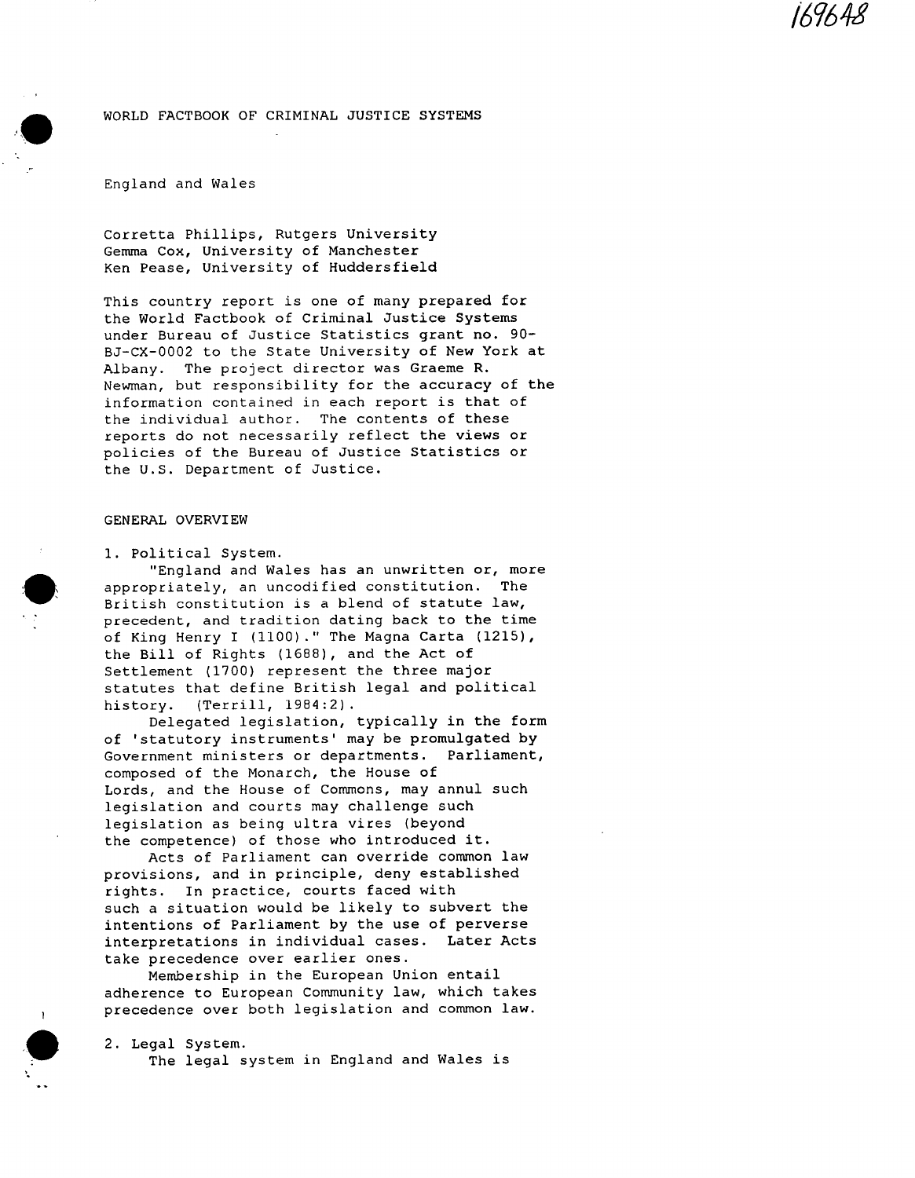169648

WORLD FACTBOOK OF CRIMINAL JUSTICE SYSTEMS

England and Wales

Corretta Phillips, Rutgers University
Gemma Cox, University of Manchester
Ken Pease, University of Huddersfield

This country report is one of many prepared for the World Factbook of Criminal Justice Systems under Bureau of Justice Statistics grant no. 90-BJ-CX-0002 to the State University of New York at Albany. The project director was Graeme R. Newman, but responsibility for the accuracy of the information contained in each report is that of the individual author. The contents of these reports do not necessarily reflect the views or policies of the Bureau of Justice Statistics or the U.S. Department of Justice.

## GENERAL OVERVIEW

### 1. Political System.

"England and Wales has an unwritten or, more appropriately, an uncodified constitution. The British constitution is a blend of statute law, precedent, and tradition dating back to the time of King Henry I (1100)." The Magna Carta (1215), the Bill of Rights (1688), and the Act of Settlement (1700) represent the three major statutes that define British legal and political history. (Terrill, 1984:2).

Delegated legislation, typically in the form of 'statutory instruments' may be promulgated by Government ministers or departments. Parliament, composed of the Monarch, the House of Lords, and the House of Commons, may annul such legislation and courts may challenge such legislation as being ultra vires (beyond the competence) of those who introduced it.

Acts of Parliament can override common law provisions, and in principle, deny established rights. In practice, courts faced with such a situation would be likely to subvert the intentions of Parliament by the use of perverse interpretations in individual cases. Later Acts take precedence over earlier ones.

Membership in the European Union entail adherence to European Community law, which takes precedence over both legislation and common law.

### 2. Legal System.

The legal system in England and Wales is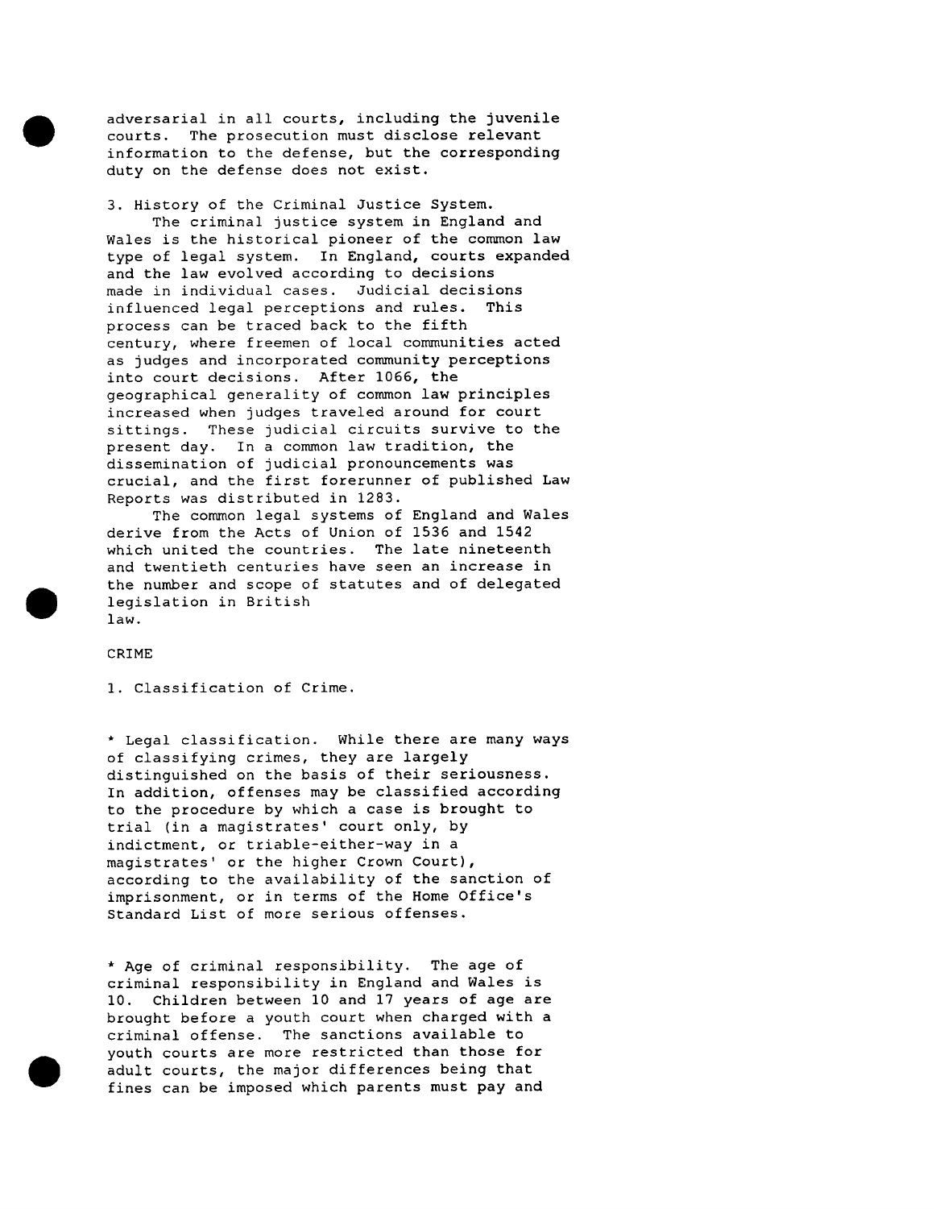adversarial in all courts, including the juvenile courts. The prosecution must disclose relevant information to the defense, but the corresponding duty on the defense does not exist.

3. History of the Criminal Justice System.

The criminal justice system in England and Wales is the historical pioneer of the common law type of legal system. In England, courts expanded and the law evolved according to decisions made in individual cases. Judicial decisions influenced legal perceptions and rules. This process can be traced back to the fifth century, where freemen of local communities acted as judges and incorporated community perceptions into court decisions. After 1066, the geographical generality of common law principles increased when judges traveled around for court sittings. These judicial circuits survive to the present day. In a common law tradition, the dissemination of judicial pronouncements was crucial, and the first forerunner of published Law Reports was distributed in 1283.

The common legal systems of England and Wales derive from the Acts of Union of 1536 and 1542 which united the countries. The late nineteenth and twentieth centuries have seen an increase in the number and scope of statutes and of delegated legislation in British law.

## CRIME

1. Classification of Crime.

* Legal classification. While there are many ways of classifying crimes, they are largely distinguished on the basis of their seriousness. In addition, offenses may be classified according to the procedure by which a case is brought to trial (in a magistrates' court only, by indictment, or triable-either-way in a magistrates' or the higher Crown Court), according to the availability of the sanction of imprisonment, or in terms of the Home Office's Standard List of more serious offenses.

* Age of criminal responsibility. The age of criminal responsibility in England and Wales is 10. Children between 10 and 17 years of age are brought before a youth court when charged with a criminal offense. The sanctions available to youth courts are more restricted than those for adult courts, the major differences being that fines can be imposed which parents must pay and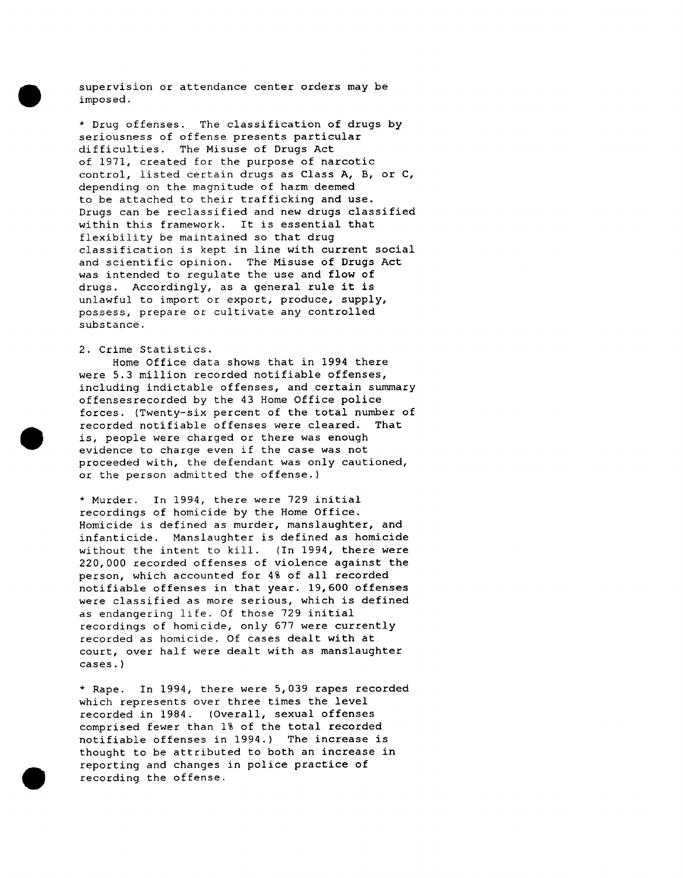supervision or attendance center orders may be imposed.

* Drug offenses. The classification of drugs by seriousness of offense presents particular difficulties. The Misuse of Drugs Act of 1971, created for the purpose of narcotic control, listed certain drugs as Class A, B, or C, depending on the magnitude of harm deemed to be attached to their trafficking and use. Drugs can be reclassified and new drugs classified within this framework. It is essential that flexibility be maintained so that drug classification is kept in line with current social and scientific opinion. The Misuse of Drugs Act was intended to regulate the use and flow of drugs. Accordingly, as a general rule it is unlawful to import or export, produce, supply, possess, prepare or cultivate any controlled substance.

2. Crime Statistics.

Home Office data shows that in 1994 there were 5.3 million recorded notifiable offenses, including indictable offenses, and certain summary offensesrecorded by the 43 Home Office police forces. (Twenty-six percent of the total number of recorded notifiable offenses were cleared. That is, people were charged or there was enough evidence to charge even if the case was not proceeded with, the defendant was only cautioned, or the person admitted the offense.)

* Murder. In 1994, there were 729 initial recordings of homicide by the Home Office. Homicide is defined as murder, manslaughter, and infanticide. Manslaughter is defined as homicide without the intent to kill. (In 1994, there were 220,000 recorded offenses of violence against the person, which accounted for 4% of all recorded notifiable offenses in that year. 19,600 offenses were classified as more serious, which is defined as endangering life. Of those 729 initial recordings of homicide, only 677 were currently recorded as homicide. Of cases dealt with at court, over half were dealt with as manslaughter cases.)

* Rape. In 1994, there were 5,039 rapes recorded which represents over three times the level recorded in 1984. (Overall, sexual offenses comprised fewer than 1% of the total recorded notifiable offenses in 1994.) The increase is thought to be attributed to both an increase in reporting and changes in police practice of recording the offense.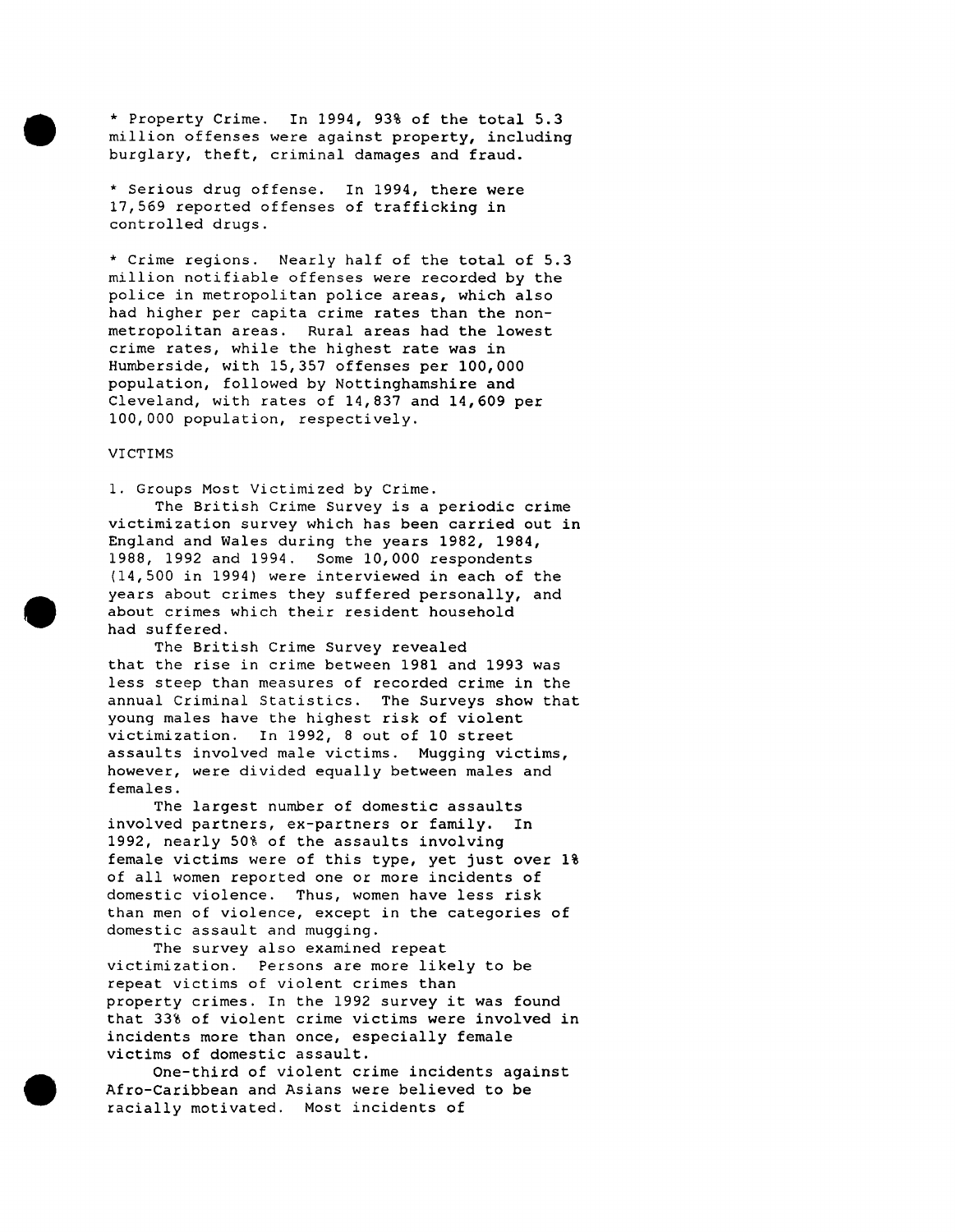* Property Crime. In 1994, 93% of the total 5.3 million offenses were against property, including burglary, theft, criminal damages and fraud.

* Serious drug offense. In 1994, there were 17,569 reported offenses of trafficking in controlled drugs.

* Crime regions. Nearly half of the total of 5.3 million notifiable offenses were recorded by the police in metropolitan police areas, which also had higher per capita crime rates than the non-metropolitan areas. Rural areas had the lowest crime rates, while the highest rate was in Humberside, with 15,357 offenses per 100,000 population, followed by Nottinghamshire and Cleveland, with rates of 14,837 and 14,609 per 100,000 population, respectively.

## VICTIMS

1. Groups Most Victimized by Crime.

The British Crime Survey is a periodic crime victimization survey which has been carried out in England and Wales during the years 1982, 1984, 1988, 1992 and 1994. Some 10,000 respondents (14,500 in 1994) were interviewed in each of the years about crimes they suffered personally, and about crimes which their resident household had suffered.

The British Crime Survey revealed that the rise in crime between 1981 and 1993 was less steep than measures of recorded crime in the annual Criminal Statistics. The Surveys show that young males have the highest risk of violent victimization. In 1992, 8 out of 10 street assaults involved male victims. Mugging victims, however, were divided equally between males and females.

The largest number of domestic assaults involved partners, ex-partners or family. In 1992, nearly 50% of the assaults involving female victims were of this type, yet just over 1% of all women reported one or more incidents of domestic violence. Thus, women have less risk than men of violence, except in the categories of domestic assault and mugging.

The survey also examined repeat victimization. Persons are more likely to be repeat victims of violent crimes than property crimes. In the 1992 survey it was found that 33% of violent crime victims were involved in incidents more than once, especially female victims of domestic assault.

One-third of violent crime incidents against Afro-Caribbean and Asians were believed to be racially motivated. Most incidents of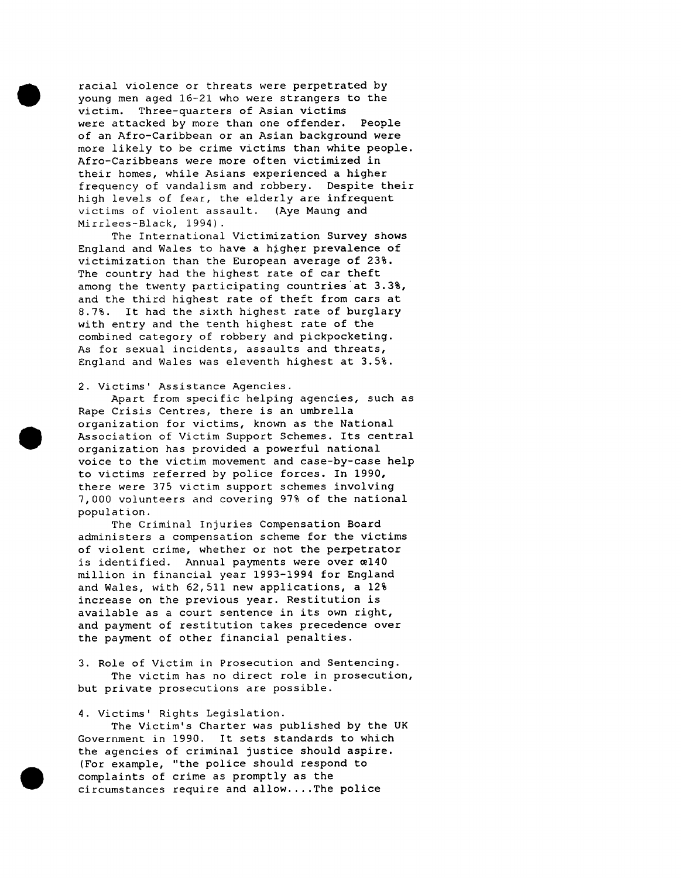racial violence or threats were perpetrated by young men aged 16-21 who were strangers to the victim. Three-quarters of Asian victims were attacked by more than one offender. People of an Afro-Caribbean or an Asian background were more likely to be crime victims than white people. Afro-Caribbeans were more often victimized in their homes, while Asians experienced a higher frequency of vandalism and robbery. Despite their high levels of fear, the elderly are infrequent victims of violent assault. (Aye Maung and Mirrlees-Black, 1994).

The International Victimization Survey shows England and Wales to have a higher prevalence of victimization than the European average of 23%. The country had the highest rate of car theft among the twenty participating countries at 3.3%, and the third highest rate of theft from cars at 8.7%. It had the sixth highest rate of burglary with entry and the tenth highest rate of the combined category of robbery and pickpocketing. As for sexual incidents, assaults and threats, England and Wales was eleventh highest at 3.5%.

2. Victims' Assistance Agencies.

Apart from specific helping agencies, such as Rape Crisis Centres, there is an umbrella organization for victims, known as the National Association of Victim Support Schemes. Its central organization has provided a powerful national voice to the victim movement and case-by-case help to victims referred by police forces. In 1990, there were 375 victim support schemes involving 7,000 volunteers and covering 97% of the national population.

The Criminal Injuries Compensation Board administers a compensation scheme for the victims of violent crime, whether or not the perpetrator is identified. Annual payments were over œ140 million in financial year 1993-1994 for England and Wales, with 62,511 new applications, a 12% increase on the previous year. Restitution is available as a court sentence in its own right, and payment of restitution takes precedence over the payment of other financial penalties.

3. Role of Victim in Prosecution and Sentencing.

The victim has no direct role in prosecution, but private prosecutions are possible.

4. Victims' Rights Legislation.

The Victim's Charter was published by the UK Government in 1990. It sets standards to which the agencies of criminal justice should aspire. (For example, "the police should respond to complaints of crime as promptly as the circumstances require and allow....The police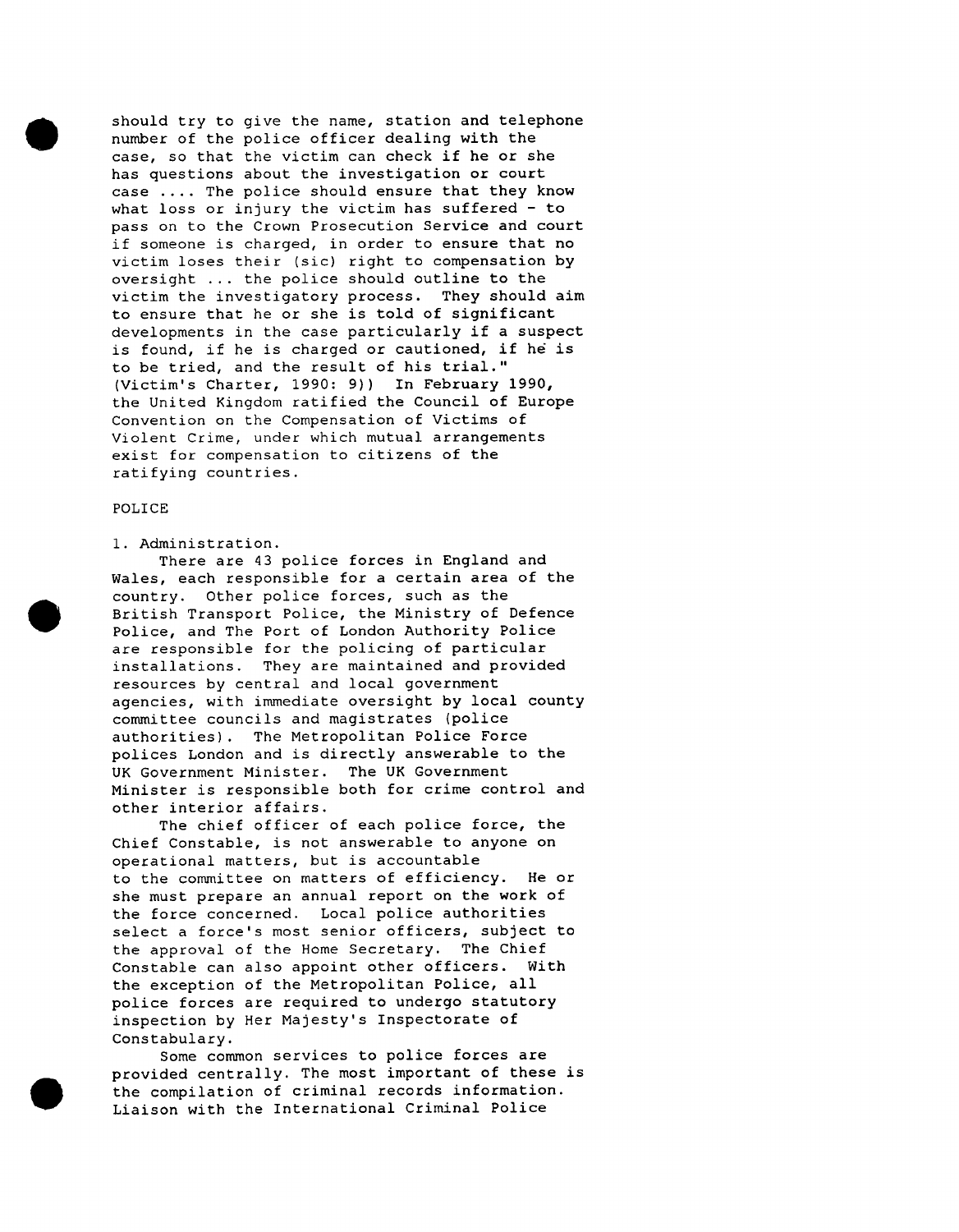should try to give the name, station and telephone number of the police officer dealing with the case, so that the victim can check if he or she has questions about the investigation or court case .... The police should ensure that they know what loss or injury the victim has suffered - to pass on to the Crown Prosecution Service and court if someone is charged, in order to ensure that no victim loses their (sic) right to compensation by oversight ... the police should outline to the victim the investigatory process. They should aim to ensure that he or she is told of significant developments in the case particularly if a suspect is found, if he is charged or cautioned, if he is to be tried, and the result of his trial." (Victim's Charter, 1990: 9)) In February 1990, the United Kingdom ratified the Council of Europe Convention on the Compensation of Victims of Violent Crime, under which mutual arrangements exist for compensation to citizens of the ratifying countries.

## POLICE

### 1. Administration.

There are 43 police forces in England and Wales, each responsible for a certain area of the country. Other police forces, such as the British Transport Police, the Ministry of Defence Police, and The Port of London Authority Police are responsible for the policing of particular installations. They are maintained and provided resources by central and local government agencies, with immediate oversight by local county committee councils and magistrates (police authorities). The Metropolitan Police Force polices London and is directly answerable to the UK Government Minister. The UK Government Minister is responsible both for crime control and other interior affairs.

The chief officer of each police force, the Chief Constable, is not answerable to anyone on operational matters, but is accountable to the committee on matters of efficiency. He or she must prepare an annual report on the work of the force concerned. Local police authorities select a force's most senior officers, subject to the approval of the Home Secretary. The Chief Constable can also appoint other officers. With the exception of the Metropolitan Police, all police forces are required to undergo statutory inspection by Her Majesty's Inspectorate of Constabulary.

Some common services to police forces are provided centrally. The most important of these is the compilation of criminal records information. Liaison with the International Criminal Police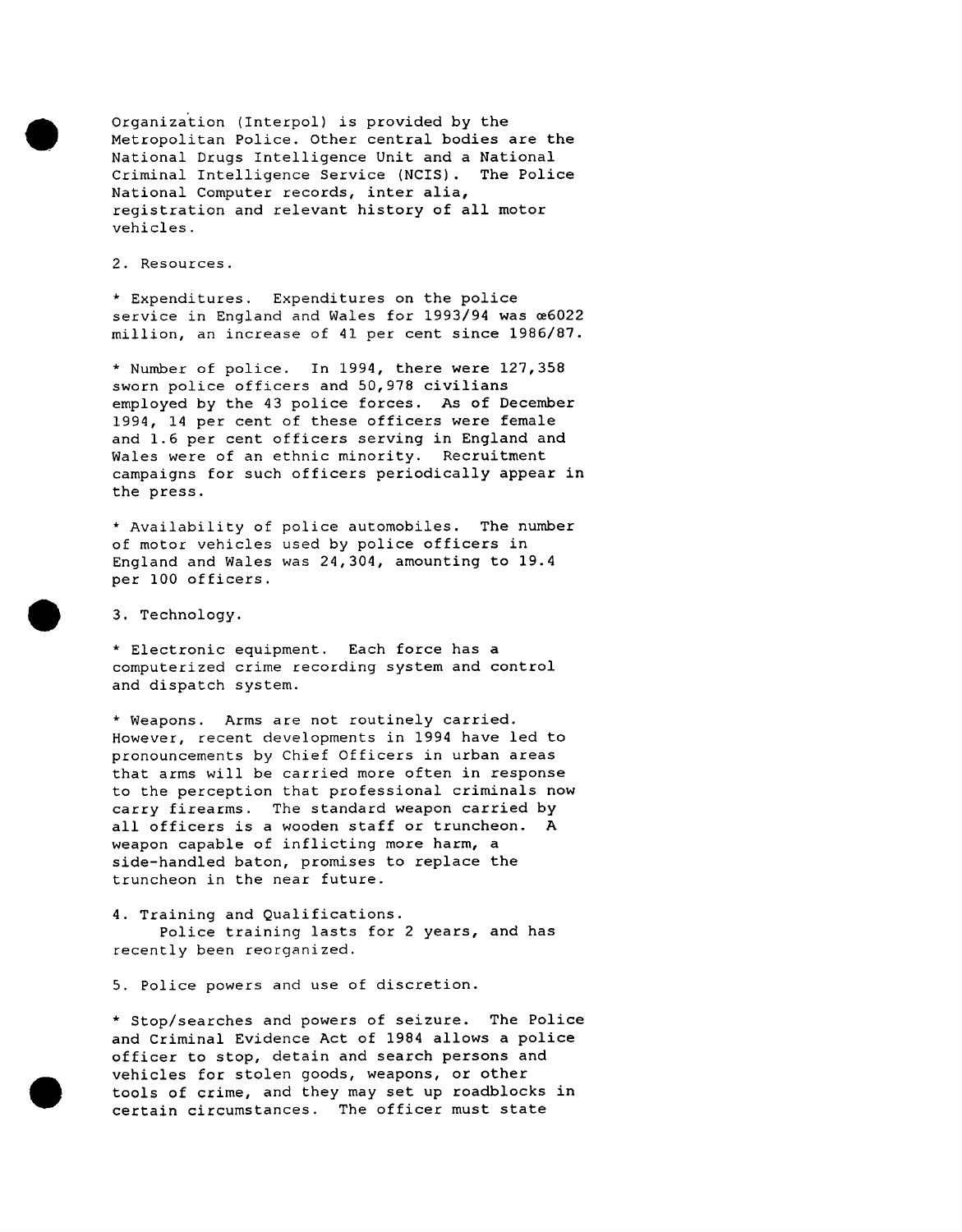Organization (Interpol) is provided by the Metropolitan Police. Other central bodies are the National Drugs Intelligence Unit and a National Criminal Intelligence Service (NCIS). The Police National Computer records, inter alia, registration and relevant history of all motor vehicles.

2. Resources.

* Expenditures. Expenditures on the police service in England and Wales for 1993/94 was œ6022 million, an increase of 41 per cent since 1986/87.

* Number of police. In 1994, there were 127,358 sworn police officers and 50,978 civilians employed by the 43 police forces. As of December 1994, 14 per cent of these officers were female and 1.6 per cent officers serving in England and Wales were of an ethnic minority. Recruitment campaigns for such officers periodically appear in the press.

* Availability of police automobiles. The number of motor vehicles used by police officers in England and Wales was 24,304, amounting to 19.4 per 100 officers.

3. Technology.

* Electronic equipment. Each force has a computerized crime recording system and control and dispatch system.

* Weapons. Arms are not routinely carried. However, recent developments in 1994 have led to pronouncements by Chief Officers in urban areas that arms will be carried more often in response to the perception that professional criminals now carry firearms. The standard weapon carried by all officers is a wooden staff or truncheon. A weapon capable of inflicting more harm, a side-handled baton, promises to replace the truncheon in the near future.

4. Training and Qualifications.

Police training lasts for 2 years, and has recently been reorganized.

5. Police powers and use of discretion.

* Stop/searches and powers of seizure. The Police and Criminal Evidence Act of 1984 allows a police officer to stop, detain and search persons and vehicles for stolen goods, weapons, or other tools of crime, and they may set up roadblocks in certain circumstances. The officer must state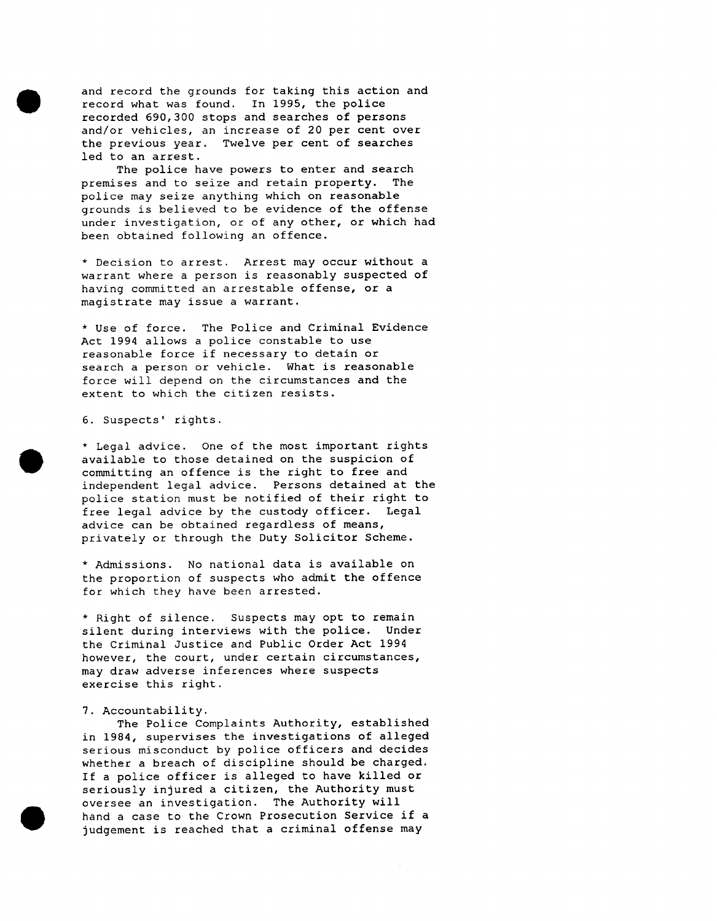and record the grounds for taking this action and record what was found. In 1995, the police recorded 690,300 stops and searches of persons and/or vehicles, an increase of 20 per cent over the previous year. Twelve per cent of searches led to an arrest.

The police have powers to enter and search premises and to seize and retain property. The police may seize anything which on reasonable grounds is believed to be evidence of the offense under investigation, or of any other, or which had been obtained following an offence.

* Decision to arrest. Arrest may occur without a warrant where a person is reasonably suspected of having committed an arrestable offense, or a magistrate may issue a warrant.

* Use of force. The Police and Criminal Evidence Act 1994 allows a police constable to use reasonable force if necessary to detain or search a person or vehicle. What is reasonable force will depend on the circumstances and the extent to which the citizen resists.

6. Suspects' rights.

* Legal advice. One of the most important rights available to those detained on the suspicion of committing an offence is the right to free and independent legal advice. Persons detained at the police station must be notified of their right to free legal advice by the custody officer. Legal advice can be obtained regardless of means, privately or through the Duty Solicitor Scheme.

* Admissions. No national data is available on the proportion of suspects who admit the offence for which they have been arrested.

* Right of silence. Suspects may opt to remain silent during interviews with the police. Under the Criminal Justice and Public Order Act 1994 however, the court, under certain circumstances, may draw adverse inferences where suspects exercise this right.

7. Accountability.

The Police Complaints Authority, established in 1984, supervises the investigations of alleged serious misconduct by police officers and decides whether a breach of discipline should be charged. If a police officer is alleged to have killed or seriously injured a citizen, the Authority must oversee an investigation. The Authority will hand a case to the Crown Prosecution Service if a judgement is reached that a criminal offense may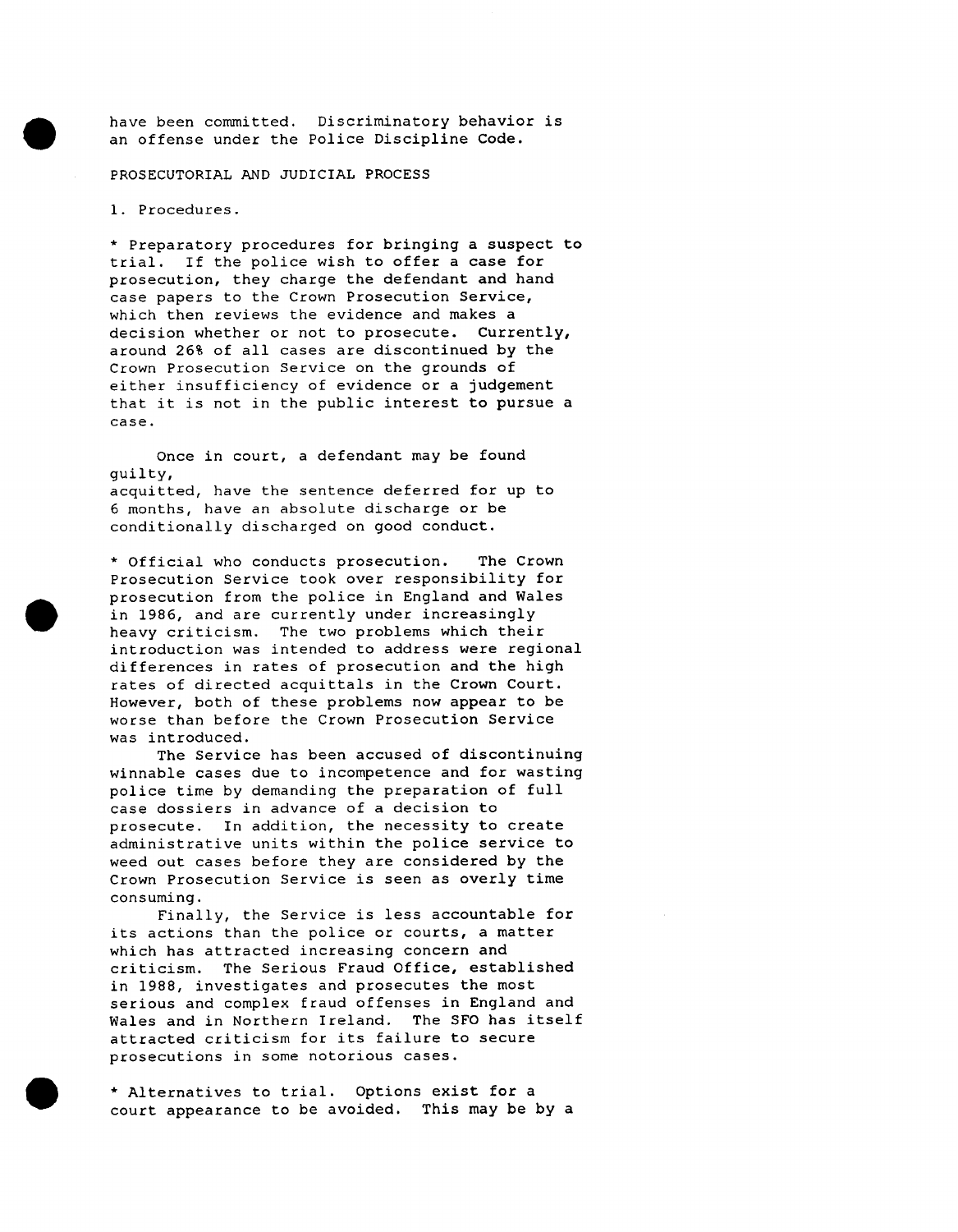have been committed. Discriminatory behavior is an offense under the Police Discipline Code.

## PROSECUTORIAL AND JUDICIAL PROCESS

1. Procedures.

* Preparatory procedures for bringing a suspect to trial. If the police wish to offer a case for prosecution, they charge the defendant and hand case papers to the Crown Prosecution Service, which then reviews the evidence and makes a decision whether or not to prosecute. Currently, around 26% of all cases are discontinued by the Crown Prosecution Service on the grounds of either insufficiency of evidence or a judgement that it is not in the public interest to pursue a case.

Once in court, a defendant may be found guilty, acquitted, have the sentence deferred for up to 6 months, have an absolute discharge or be conditionally discharged on good conduct.

* Official who conducts prosecution. The Crown Prosecution Service took over responsibility for prosecution from the police in England and Wales in 1986, and are currently under increasingly heavy criticism. The two problems which their introduction was intended to address were regional differences in rates of prosecution and the high rates of directed acquittals in the Crown Court. However, both of these problems now appear to be worse than before the Crown Prosecution Service was introduced.

The Service has been accused of discontinuing winnable cases due to incompetence and for wasting police time by demanding the preparation of full case dossiers in advance of a decision to prosecute. In addition, the necessity to create administrative units within the police service to weed out cases before they are considered by the Crown Prosecution Service is seen as overly time consuming.

Finally, the Service is less accountable for its actions than the police or courts, a matter which has attracted increasing concern and criticism. The Serious Fraud Office, established in 1988, investigates and prosecutes the most serious and complex fraud offenses in England and Wales and in Northern Ireland. The SFO has itself attracted criticism for its failure to secure prosecutions in some notorious cases.

* Alternatives to trial. Options exist for a court appearance to be avoided. This may be by a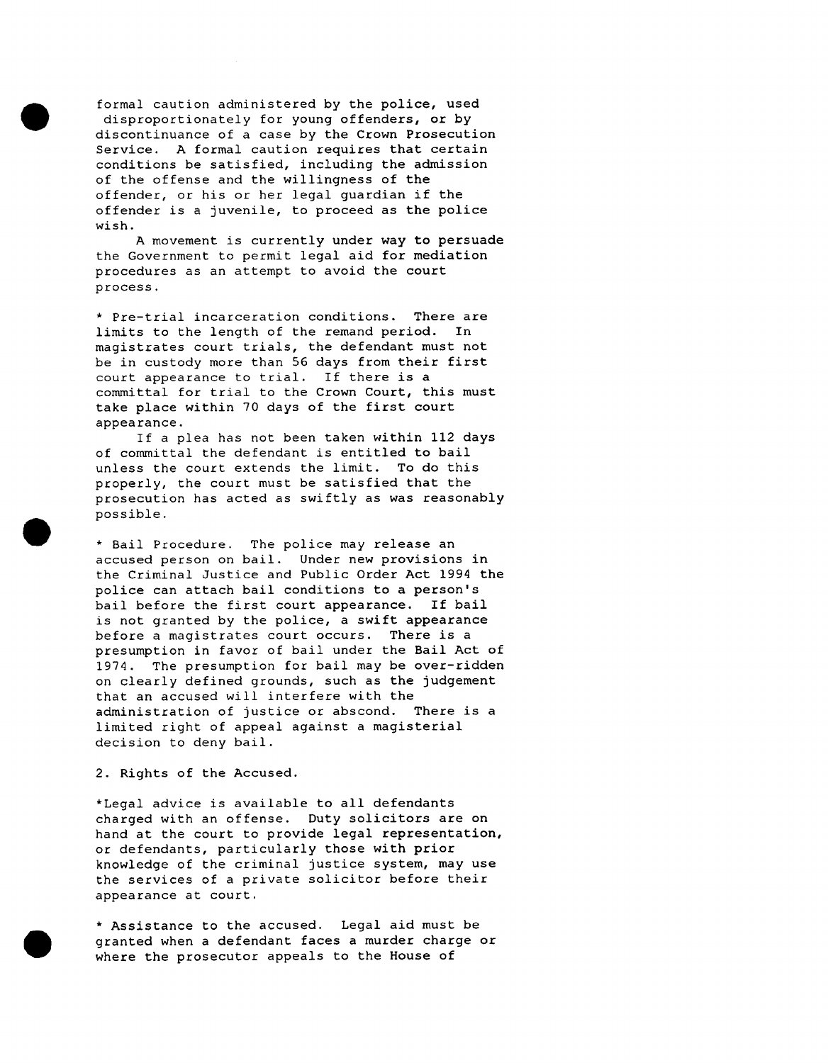formal caution administered by the police, used disproportionately for young offenders, or by discontinuance of a case by the Crown Prosecution Service. A formal caution requires that certain conditions be satisfied, including the admission of the offense and the willingness of the offender, or his or her legal guardian if the offender is a juvenile, to proceed as the police wish.

A movement is currently under way to persuade the Government to permit legal aid for mediation procedures as an attempt to avoid the court process.

* Pre-trial incarceration conditions. There are limits to the length of the remand period. In magistrates court trials, the defendant must not be in custody more than 56 days from their first court appearance to trial. If there is a committal for trial to the Crown Court, this must take place within 70 days of the first court appearance.

If a plea has not been taken within 112 days of committal the defendant is entitled to bail unless the court extends the limit. To do this properly, the court must be satisfied that the prosecution has acted as swiftly as was reasonably possible.

* Bail Procedure. The police may release an accused person on bail. Under new provisions in the Criminal Justice and Public Order Act 1994 the police can attach bail conditions to a person's bail before the first court appearance. If bail is not granted by the police, a swift appearance before a magistrates court occurs. There is a presumption in favor of bail under the Bail Act of 1974. The presumption for bail may be over-ridden on clearly defined grounds, such as the judgement that an accused will interfere with the administration of justice or abscond. There is a limited right of appeal against a magisterial decision to deny bail.

2. Rights of the Accused.

*Legal advice is available to all defendants charged with an offense. Duty solicitors are on hand at the court to provide legal representation, or defendants, particularly those with prior knowledge of the criminal justice system, may use the services of a private solicitor before their appearance at court.

* Assistance to the accused. Legal aid must be granted when a defendant faces a murder charge or where the prosecutor appeals to the House of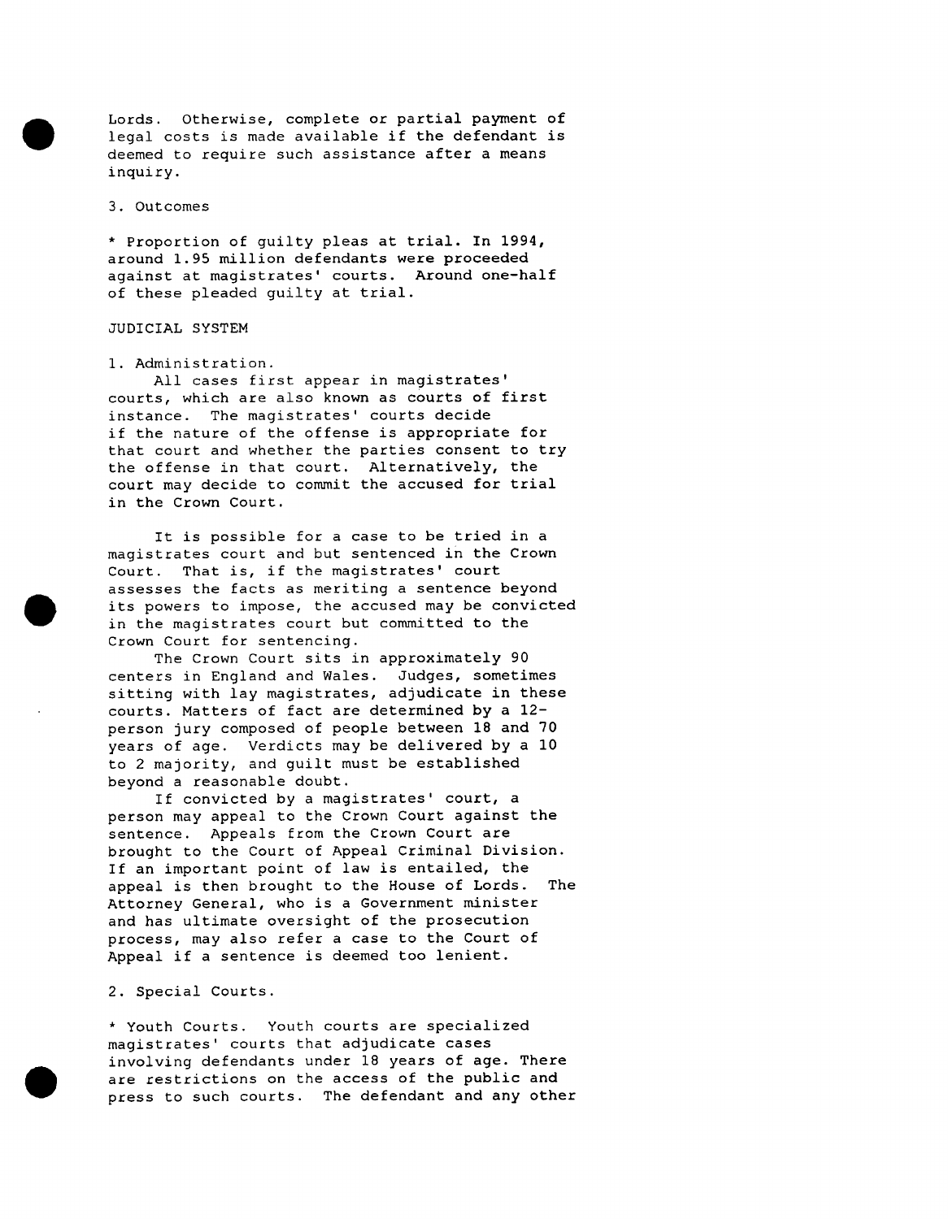Lords. Otherwise, complete or partial payment of legal costs is made available if the defendant is deemed to require such assistance after a means inquiry.

3. Outcomes

* Proportion of guilty pleas at trial. In 1994, around 1.95 million defendants were proceeded against at magistrates' courts. Around one-half of these pleaded guilty at trial.

JUDICIAL SYSTEM

1. Administration.

All cases first appear in magistrates' courts, which are also known as courts of first instance. The magistrates' courts decide if the nature of the offense is appropriate for that court and whether the parties consent to try the offense in that court. Alternatively, the court may decide to commit the accused for trial in the Crown Court.

It is possible for a case to be tried in a magistrates court and but sentenced in the Crown Court. That is, if the magistrates' court assesses the facts as meriting a sentence beyond its powers to impose, the accused may be convicted in the magistrates court but committed to the Crown Court for sentencing.

The Crown Court sits in approximately 90 centers in England and Wales. Judges, sometimes sitting with lay magistrates, adjudicate in these courts. Matters of fact are determined by a 12-person jury composed of people between 18 and 70 years of age. Verdicts may be delivered by a 10 to 2 majority, and guilt must be established beyond a reasonable doubt.

If convicted by a magistrates' court, a person may appeal to the Crown Court against the sentence. Appeals from the Crown Court are brought to the Court of Appeal Criminal Division. If an important point of law is entailed, the appeal is then brought to the House of Lords. The Attorney General, who is a Government minister and has ultimate oversight of the prosecution process, may also refer a case to the Court of Appeal if a sentence is deemed too lenient.

2. Special Courts.

* Youth Courts. Youth courts are specialized magistrates' courts that adjudicate cases involving defendants under 18 years of age. There are restrictions on the access of the public and press to such courts. The defendant and any other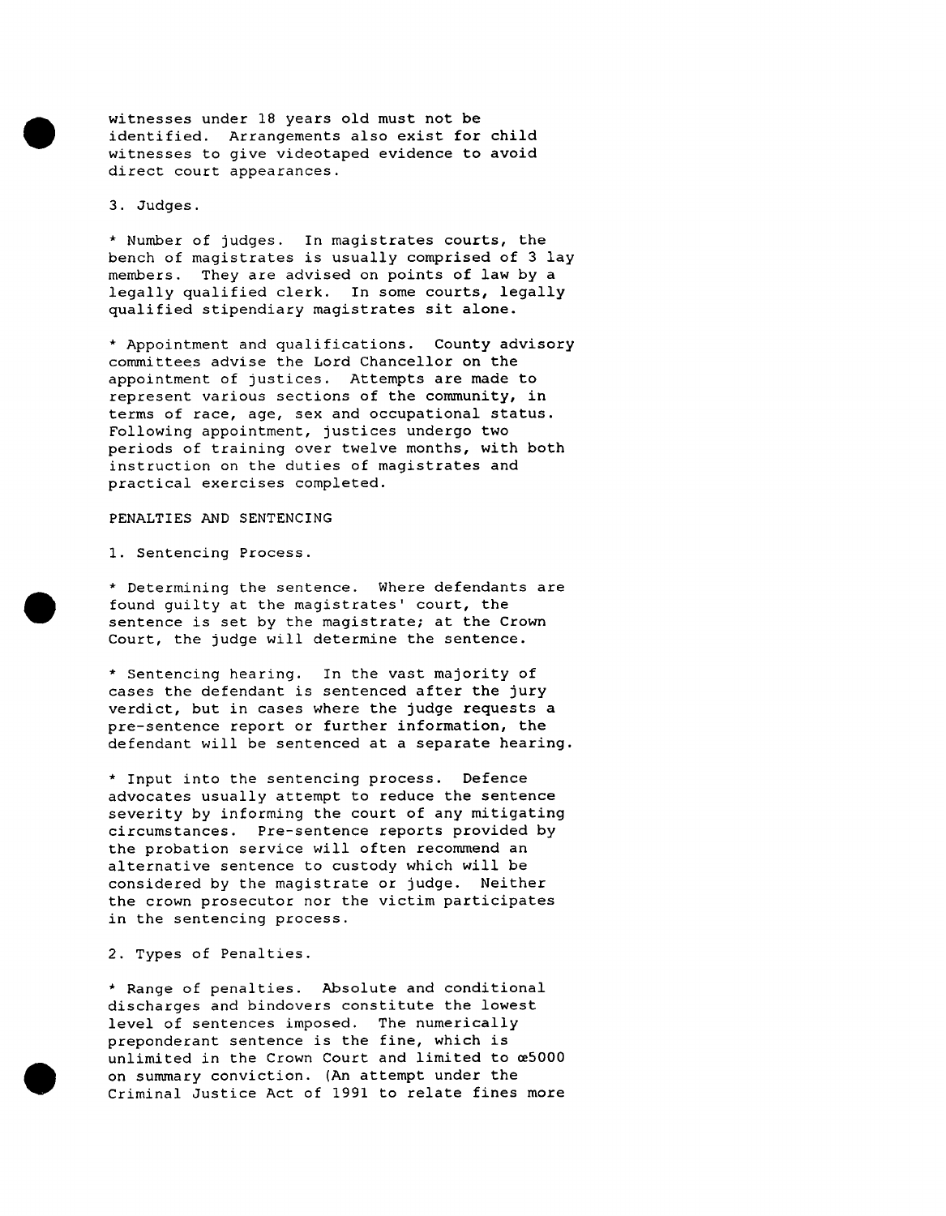witnesses under 18 years old must not be identified. Arrangements also exist for child witnesses to give videotaped evidence to avoid direct court appearances.

3. Judges.

* Number of judges. In magistrates courts, the bench of magistrates is usually comprised of 3 lay members. They are advised on points of law by a legally qualified clerk. In some courts, legally qualified stipendiary magistrates sit alone.

* Appointment and qualifications. County advisory committees advise the Lord Chancellor on the appointment of justices. Attempts are made to represent various sections of the community, in terms of race, age, sex and occupational status. Following appointment, justices undergo two periods of training over twelve months, with both instruction on the duties of magistrates and practical exercises completed.

PENALTIES AND SENTENCING

1. Sentencing Process.

* Determining the sentence. Where defendants are found guilty at the magistrates' court, the sentence is set by the magistrate; at the Crown Court, the judge will determine the sentence.

* Sentencing hearing. In the vast majority of cases the defendant is sentenced after the jury verdict, but in cases where the judge requests a pre-sentence report or further information, the defendant will be sentenced at a separate hearing.

* Input into the sentencing process. Defence advocates usually attempt to reduce the sentence severity by informing the court of any mitigating circumstances. Pre-sentence reports provided by the probation service will often recommend an alternative sentence to custody which will be considered by the magistrate or judge. Neither the crown prosecutor nor the victim participates in the sentencing process.

2. Types of Penalties.

* Range of penalties. Absolute and conditional discharges and bindovers constitute the lowest level of sentences imposed. The numerically preponderant sentence is the fine, which is unlimited in the Crown Court and limited to œ5000 on summary conviction. (An attempt under the Criminal Justice Act of 1991 to relate fines more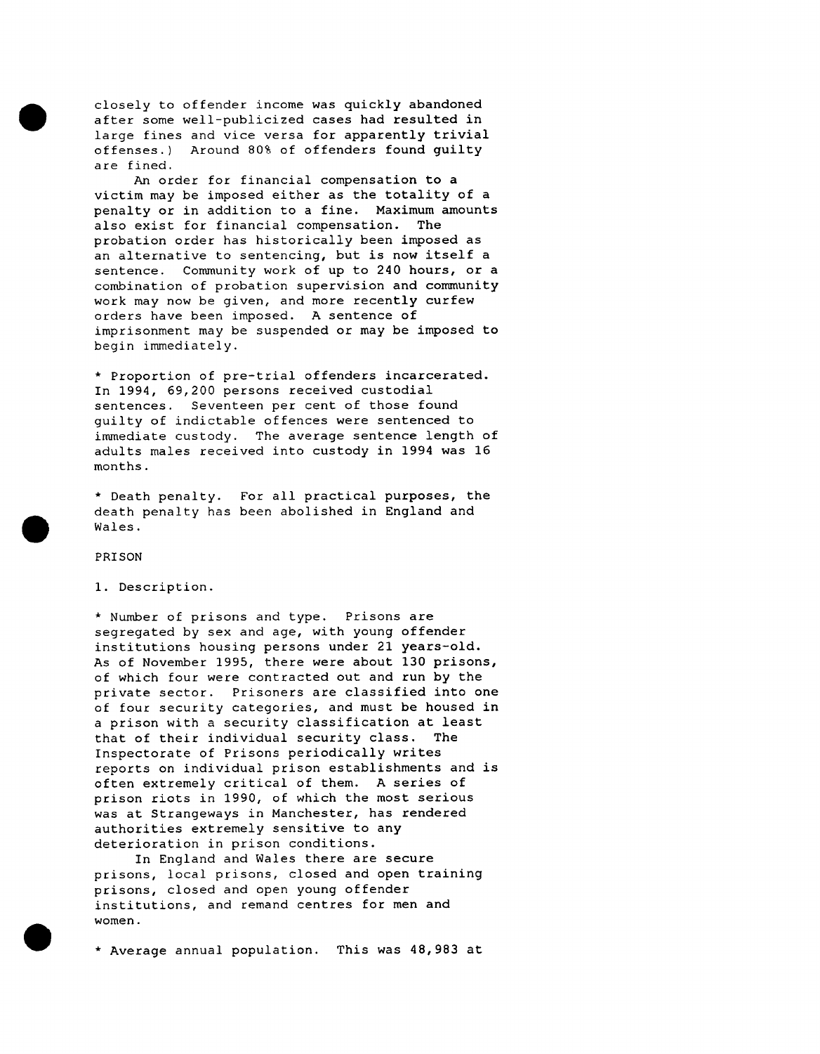closely to offender income was quickly abandoned after some well-publicized cases had resulted in large fines and vice versa for apparently trivial offenses.) Around 80% of offenders found guilty are fined.

An order for financial compensation to a victim may be imposed either as the totality of a penalty or in addition to a fine. Maximum amounts also exist for financial compensation. The probation order has historically been imposed as an alternative to sentencing, but is now itself a sentence. Community work of up to 240 hours, or a combination of probation supervision and community work may now be given, and more recently curfew orders have been imposed. A sentence of imprisonment may be suspended or may be imposed to begin immediately.

* Proportion of pre-trial offenders incarcerated. In 1994, 69,200 persons received custodial sentences. Seventeen per cent of those found guilty of indictable offences were sentenced to immediate custody. The average sentence length of adults males received into custody in 1994 was 16 months.

* Death penalty. For all practical purposes, the death penalty has been abolished in England and Wales.

PRISON

1. Description.

* Number of prisons and type. Prisons are segregated by sex and age, with young offender institutions housing persons under 21 years-old. As of November 1995, there were about 130 prisons, of which four were contracted out and run by the private sector. Prisoners are classified into one of four security categories, and must be housed in a prison with a security classification at least that of their individual security class. The Inspectorate of Prisons periodically writes reports on individual prison establishments and is often extremely critical of them. A series of prison riots in 1990, of which the most serious was at Strangeways in Manchester, has rendered authorities extremely sensitive to any deterioration in prison conditions.

In England and Wales there are secure prisons, local prisons, closed and open training prisons, closed and open young offender institutions, and remand centres for men and women.

* Average annual population. This was 48,983 at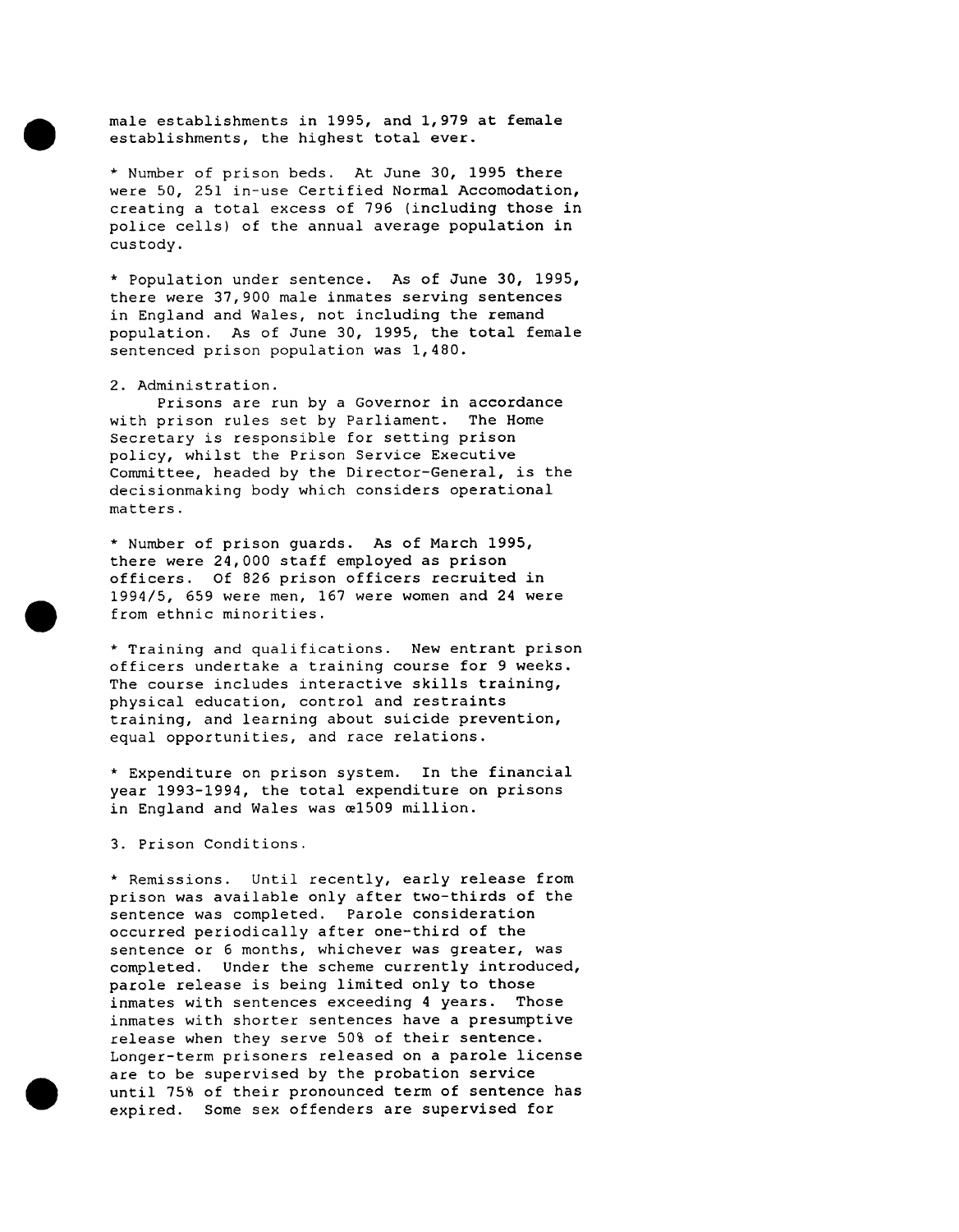male establishments in 1995, and 1,979 at female establishments, the highest total ever.

* Number of prison beds. At June 30, 1995 there were 50, 251 in-use Certified Normal Accomodation, creating a total excess of 796 (including those in police cells) of the annual average population in custody.

* Population under sentence. As of June 30, 1995, there were 37,900 male inmates serving sentences in England and Wales, not including the remand population. As of June 30, 1995, the total female sentenced prison population was 1,480.

2. Administration.

Prisons are run by a Governor in accordance with prison rules set by Parliament. The Home Secretary is responsible for setting prison policy, whilst the Prison Service Executive Committee, headed by the Director-General, is the decisionmaking body which considers operational matters.

* Number of prison guards. As of March 1995, there were 24,000 staff employed as prison officers. Of 826 prison officers recruited in 1994/5, 659 were men, 167 were women and 24 were from ethnic minorities.

* Training and qualifications. New entrant prison officers undertake a training course for 9 weeks. The course includes interactive skills training, physical education, control and restraints training, and learning about suicide prevention, equal opportunities, and race relations.

* Expenditure on prison system. In the financial year 1993-1994, the total expenditure on prisons in England and Wales was œ1509 million.

3. Prison Conditions.

* Remissions. Until recently, early release from prison was available only after two-thirds of the sentence was completed. Parole consideration occurred periodically after one-third of the sentence or 6 months, whichever was greater, was completed. Under the scheme currently introduced, parole release is being limited only to those inmates with sentences exceeding 4 years. Those inmates with shorter sentences have a presumptive release when they serve 50% of their sentence. Longer-term prisoners released on a parole license are to be supervised by the probation service until 75% of their pronounced term of sentence has expired. Some sex offenders are supervised for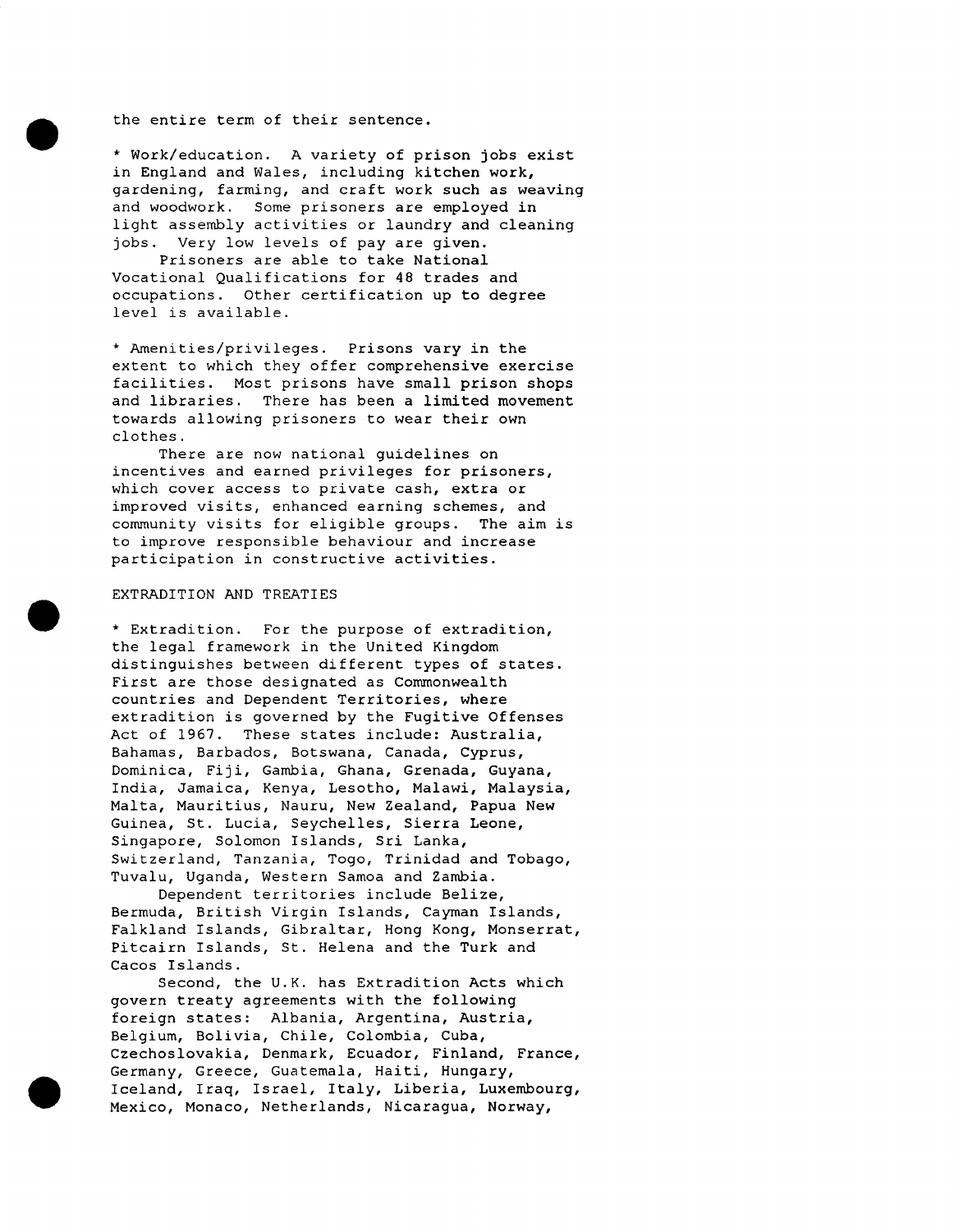the entire term of their sentence.

* Work/education. A variety of prison jobs exist in England and Wales, including kitchen work, gardening, farming, and craft work such as weaving and woodwork. Some prisoners are employed in light assembly activities or laundry and cleaning jobs. Very low levels of pay are given.

Prisoners are able to take National Vocational Qualifications for 48 trades and occupations. Other certification up to degree level is available.

* Amenities/privileges. Prisons vary in the extent to which they offer comprehensive exercise facilities. Most prisons have small prison shops and libraries. There has been a limited movement towards allowing prisoners to wear their own clothes.

There are now national guidelines on incentives and earned privileges for prisoners, which cover access to private cash, extra or improved visits, enhanced earning schemes, and community visits for eligible groups. The aim is to improve responsible behaviour and increase participation in constructive activities.

EXTRADITION AND TREATIES

* Extradition. For the purpose of extradition, the legal framework in the United Kingdom distinguishes between different types of states. First are those designated as Commonwealth countries and Dependent Territories, where extradition is governed by the Fugitive Offenses Act of 1967. These states include: Australia, Bahamas, Barbados, Botswana, Canada, Cyprus, Dominica, Fiji, Gambia, Ghana, Grenada, Guyana, India, Jamaica, Kenya, Lesotho, Malawi, Malaysia, Malta, Mauritius, Nauru, New Zealand, Papua New Guinea, St. Lucia, Seychelles, Sierra Leone, Singapore, Solomon Islands, Sri Lanka, Switzerland, Tanzania, Togo, Trinidad and Tobago, Tuvalu, Uganda, Western Samoa and Zambia.

Dependent territories include Belize, Bermuda, British Virgin Islands, Cayman Islands, Falkland Islands, Gibraltar, Hong Kong, Monserrat, Pitcairn Islands, St. Helena and the Turk and Cacos Islands.

Second, the U.K. has Extradition Acts which govern treaty agreements with the following foreign states: Albania, Argentina, Austria, Belgium, Bolivia, Chile, Colombia, Cuba, Czechoslovakia, Denmark, Ecuador, Finland, France, Germany, Greece, Guatemala, Haiti, Hungary, Iceland, Iraq, Israel, Italy, Liberia, Luxembourg, Mexico, Monaco, Netherlands, Nicaragua, Norway,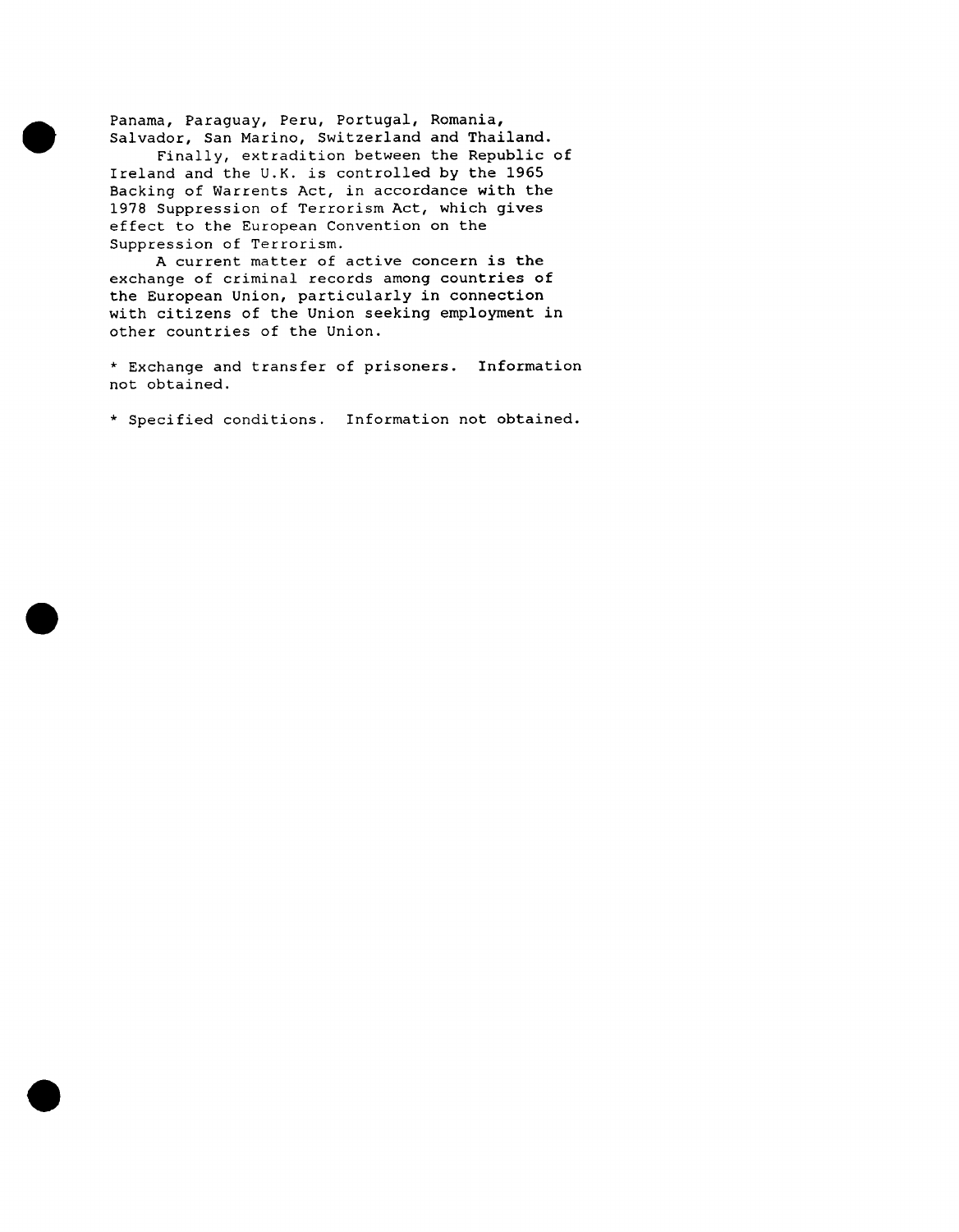Panama, Paraguay, Peru, Portugal, Romania, Salvador, San Marino, Switzerland and Thailand.

Finally, extradition between the Republic of Ireland and the U.K. is controlled by the 1965 Backing of Warrents Act, in accordance with the 1978 Suppression of Terrorism Act, which gives effect to the European Convention on the Suppression of Terrorism.

A current matter of active concern is the exchange of criminal records among countries of the European Union, particularly in connection with citizens of the Union seeking employment in other countries of the Union.

* Exchange and transfer of prisoners. Information not obtained.

* Specified conditions. Information not obtained.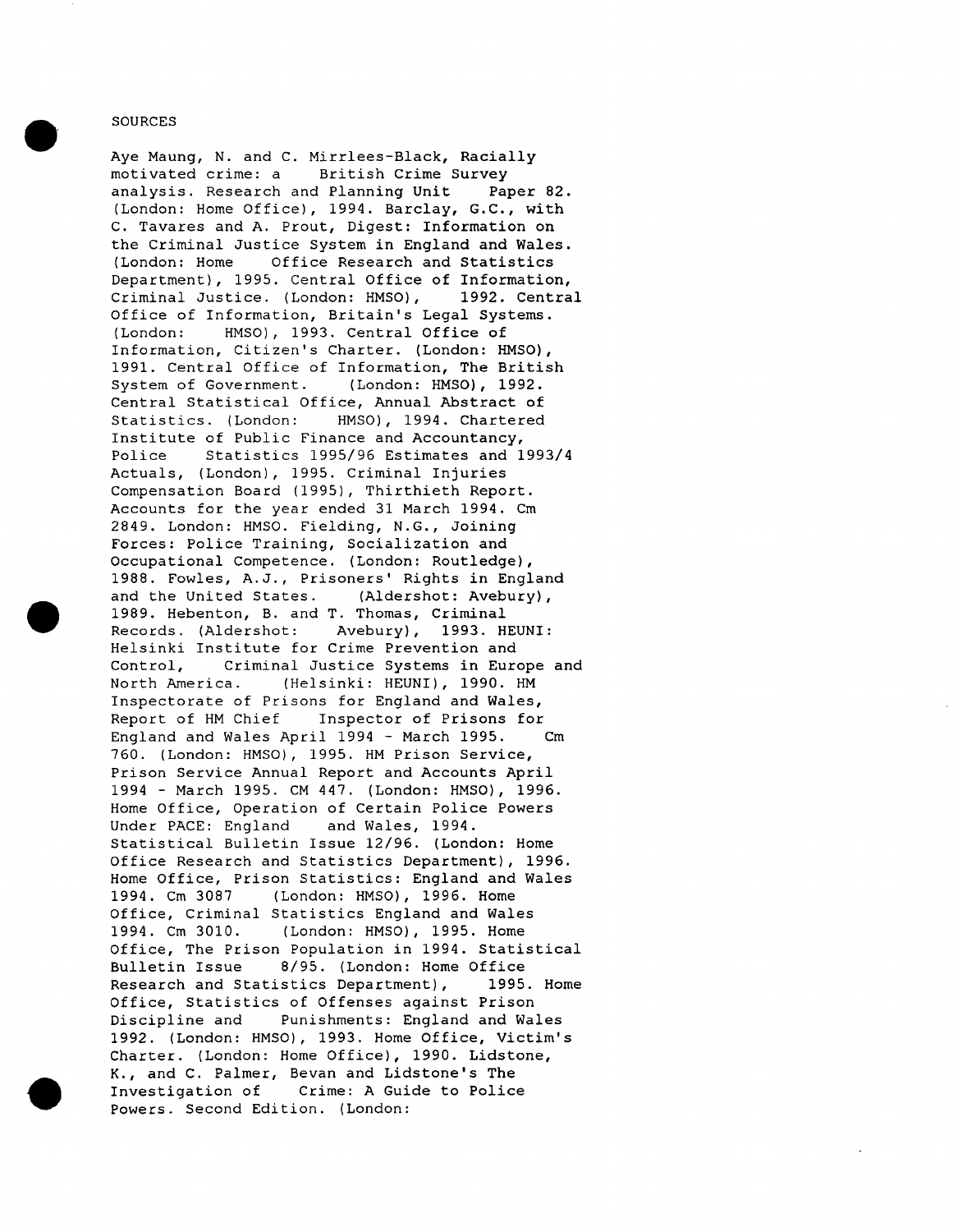SOURCES

Aye Maung, N. and C. Mirrlees-Black, Racially motivated crime: a British Crime Survey analysis. Research and Planning Unit Paper 82. (London: Home Office), 1994. Barclay, G.C., with C. Tavares and A. Prout, Digest: Information on the Criminal Justice System in England and Wales. (London: Home Office Research and Statistics Department), 1995. Central Office of Information, Criminal Justice. (London: HMSO), 1992. Central Office of Information, Britain's Legal Systems. (London: HMSO), 1993. Central Office of Information, Citizen's Charter. (London: HMSO), 1991. Central Office of Information, The British System of Government. (London: HMSO), 1992. Central Statistical Office, Annual Abstract of Statistics. (London: HMSO), 1994. Chartered Institute of Public Finance and Accountancy, Police Statistics 1995/96 Estimates and 1993/4 Actuals, (London), 1995. Criminal Injuries Compensation Board (1995), Thirthieth Report. Accounts for the year ended 31 March 1994. Cm 2849. London: HMSO. Fielding, N.G., Joining Forces: Police Training, Socialization and Occupational Competence. (London: Routledge), 1988. Fowles, A.J., Prisoners' Rights in England and the United States. (Aldershot: Avebury), 1989. Hebenton, B. and T. Thomas, Criminal Records. (Aldershot: Avebury), 1993. HEUNI: Helsinki Institute for Crime Prevention and Control, Criminal Justice Systems in Europe and North America. (Helsinki: HEUNI), 1990. HM Inspectorate of Prisons for England and Wales, Report of HM Chief Inspector of Prisons for England and Wales April 1994 - March 1995. Cm 760. (London: HMSO), 1995. HM Prison Service, Prison Service Annual Report and Accounts April 1994 - March 1995. CM 447. (London: HMSO), 1996. Home Office, Operation of Certain Police Powers Under PACE: England and Wales, 1994. Statistical Bulletin Issue 12/96. (London: Home Office Research and Statistics Department), 1996. Home Office, Prison Statistics: England and Wales 1994. Cm 3087 (London: HMSO), 1996. Home Office, Criminal Statistics England and Wales 1994. Cm 3010. (London: HMSO), 1995. Home Office, The Prison Population in 1994. Statistical Bulletin Issue 8/95. (London: Home Office Research and Statistics Department), 1995. Home Office, Statistics of Offenses against Prison Discipline and Punishments: England and Wales 1992. (London: HMSO), 1993. Home Office, Victim's Charter. (London: Home Office), 1990. Lidstone, K., and C. Palmer, Bevan and Lidstone's The Investigation of Crime: A Guide to Police Powers. Second Edition. (London: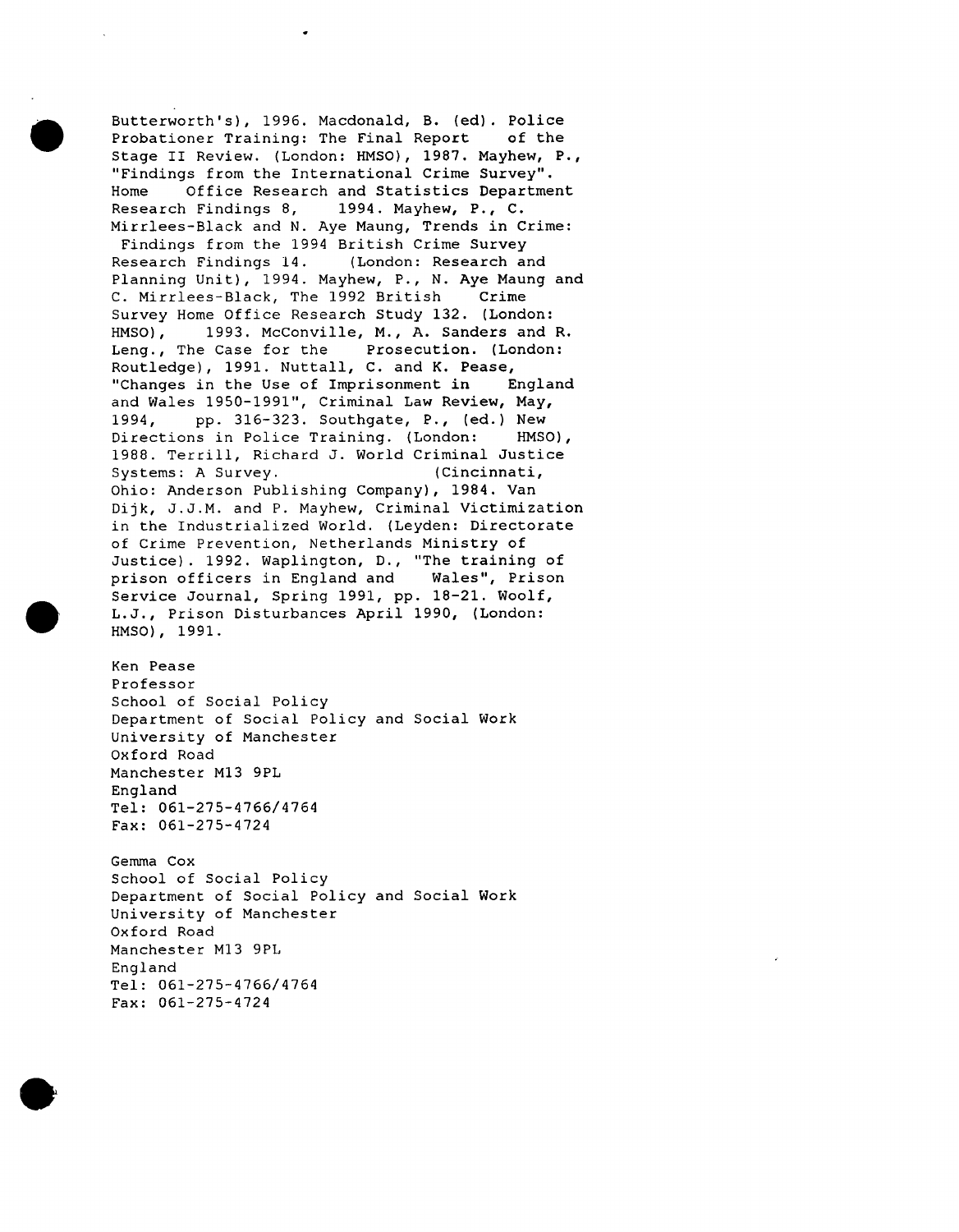Butterworth's), 1996. Macdonald, B. (ed). Police Probationer Training: The Final Report of the Stage II Review. (London: HMSO), 1987. Mayhew, P., "Findings from the International Crime Survey". Home Office Research and Statistics Department Research Findings 8, 1994. Mayhew, P., C. Mirrlees-Black and N. Aye Maung, Trends in Crime: Findings from the 1994 British Crime Survey Research Findings 14. (London: Research and Planning Unit), 1994. Mayhew, P., N. Aye Maung and C. Mirrlees-Black, The 1992 British Crime Survey Home Office Research Study 132. (London: HMSO), 1993. McConville, M., A. Sanders and R. Leng., The Case for the Prosecution. (London: Routledge), 1991. Nuttall, C. and K. Pease, "Changes in the Use of Imprisonment in England and Wales 1950-1991", Criminal Law Review, May, 1994, pp. 316-323. Southgate, P., (ed.) New Directions in Police Training. (London: HMSO), 1988. Terrill, Richard J. World Criminal Justice Systems: A Survey. (Cincinnati, Ohio: Anderson Publishing Company), 1984. Van Dijk, J.J.M. and P. Mayhew, Criminal Victimization in the Industrialized World. (Leyden: Directorate of Crime Prevention, Netherlands Ministry of Justice). 1992. Waplington, D., "The training of prison officers in England and Wales", Prison Service Journal, Spring 1991, pp. 18-21. Woolf, L.J., Prison Disturbances April 1990, (London: HMSO), 1991.

Ken Pease
Professor
School of Social Policy
Department of Social Policy and Social Work
University of Manchester
Oxford Road
Manchester M13 9PL
England
Tel: 061-275-4766/4764
Fax: 061-275-4724

Gemma Cox
School of Social Policy
Department of Social Policy and Social Work
University of Manchester
Oxford Road
Manchester M13 9PL
England
Tel: 061-275-4766/4764
Fax: 061-275-4724